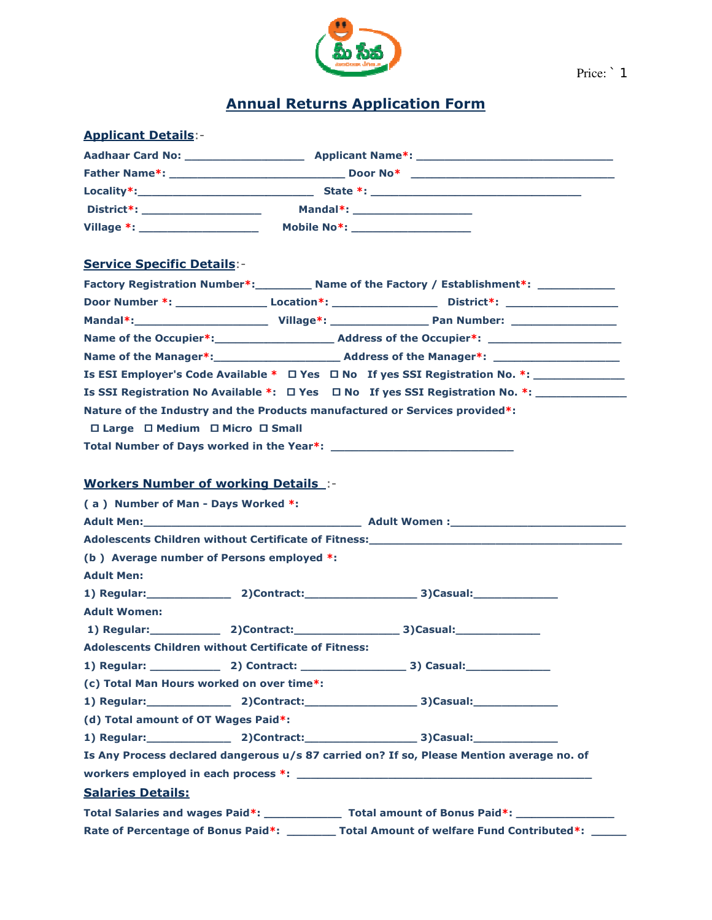Price: ` 1

# Annual Returns Application Form

## Applicant Details:-

**Aadhaar Card No:** __________________ **Applicant Name*:** ______________________________

**Father Name*:** _________________________ **Door No*** ______________________________

**Locality*:**__________________________ **State *:** ________________________________

**District*:** __________________ **Mandal*:** __________________

**Village *:** __________________ **Mobile No*:** __________________

## Service Specific Details:-

**Factory Registration Number*:**_________ **Name of the Factory / Establishment*:** ____________

**Door Number *:** ______________ **Location*:** ________________ **District*:** _________________

**Mandal*:**_____________________ **Village*:** _______________ **Pan Number:** ________________

**Name of the Occupier*:**__________________ **Address of the Occupier*:** ____________________

**Name of the Manager*:**___________________ **Address of the Manager*:** ____________________

**Is ESI Employer's Code Available *** ☐ **Yes** ☐ **No** **If yes SSI Registration No. *:** ______________

**Is SSI Registration No Available *:** ☐ **Yes** ☐ **No** **If yes SSI Registration No. *:** ______________

**Nature of the Industry and the Products manufactured or Services provided*:**

☐ **Large** ☐ **Medium** ☐ **Micro** ☐ **Small**

**Total Number of Days worked in the Year*:** ___________________________

## Workers Number of working Details :-

**( a ) Number of Man - Days Worked *:**

**Adult Men:**__________________________________ **Adult Women :**___________________________

**Adolescents Children without Certificate of Fitness:**_______________________________________

**(b ) Average number of Persons employed *:**

**Adult Men:**

**1) Regular:**_____________ **2)Contract:**_________________ **3)Casual:**_____________

**Adult Women:**

**1) Regular:**___________ **2)Contract:**________________ **3)Casual:**_____________

**Adolescents Children without Certificate of Fitness:**

**1) Regular:** ___________ **2) Contract:** ________________ **3) Casual:**_____________

**(c) Total Man Hours worked on over time*:**

**1) Regular:**_____________ **2)Contract:**_________________ **3)Casual:**_____________

**(d) Total amount of OT Wages Paid*:**

**1) Regular:**_____________ **2)Contract:**_________________ **3)Casual:**_____________

**Is Any Process declared dangerous u/s 87 carried on? If so, Please Mention average no. of workers employed in each process *:** ____________________________________________

## Salaries Details:

**Total Salaries and wages Paid*:** ____________ **Total amount of Bonus Paid*:** _______________

**Rate of Percentage of Bonus Paid*:** ________ **Total Amount of welfare Fund Contributed*:** ______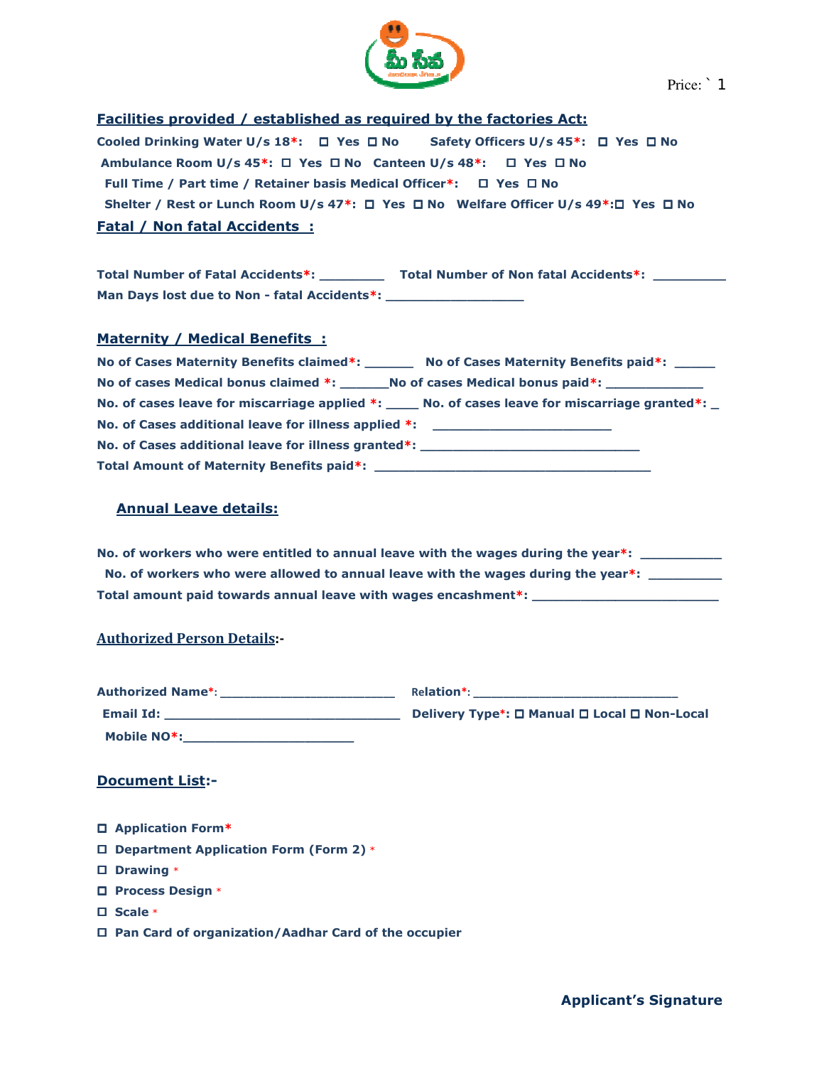Price: ` 1

## Facilities provided / established as required by the factories Act:

**Cooled Drinking Water U/s 18*:** ☐ Yes ☐ No **Safety Officers U/s 45*:** ☐ Yes ☐ No

**Ambulance Room U/s 45*:** ☐ Yes ☐ No **Canteen U/s 48*:** ☐ Yes ☐ No

**Full Time / Part time / Retainer basis Medical Officer*:** ☐ Yes ☐ No

**Shelter / Rest or Lunch Room U/s 47*:** ☐ Yes ☐ No **Welfare Officer U/s 49*:** ☐ Yes ☐ No

## Fatal / Non fatal Accidents :

**Total Number of Fatal Accidents*:** _________ **Total Number of Non fatal Accidents*:** __________

**Man Days lost due to Non - fatal Accidents*:** ___________________

## Maternity / Medical Benefits :

**No of Cases Maternity Benefits claimed*:** _______ **No of Cases Maternity Benefits paid*:** ______

**No of cases Medical bonus claimed *:** _______ **No of cases Medical bonus paid*:** _____________

**No. of cases leave for miscarriage applied *:** _____ **No. of cases leave for miscarriage granted*:** _

**No. of Cases additional leave for illness applied *:** ________________________

**No. of Cases additional leave for illness granted*:** ______________________________

**Total Amount of Maternity Benefits paid*:** _____________________________________

## Annual Leave details:

**No. of workers who were entitled to annual leave with the wages during the year*:** ___________

**No. of workers who were allowed to annual leave with the wages during the year*:** __________

**Total amount paid towards annual leave with wages encashment*:** _________________________

## Authorized Person Details:-

**Authorized Name*:** ________________________ **Relation*:** ____________________________

**Email Id:** ________________________________ **Delivery Type*:** ☐ Manual ☐ Local ☐ Non-Local

**Mobile NO*:** _______________________

## Document List:-

- ☐ Application Form*
- ☐ Department Application Form (Form 2) *
- ☐ Drawing *
- ☐ Process Design *
- ☐ Scale *
- ☐ Pan Card of organization/Aadhar Card of the occupier

**Applicant's Signature**